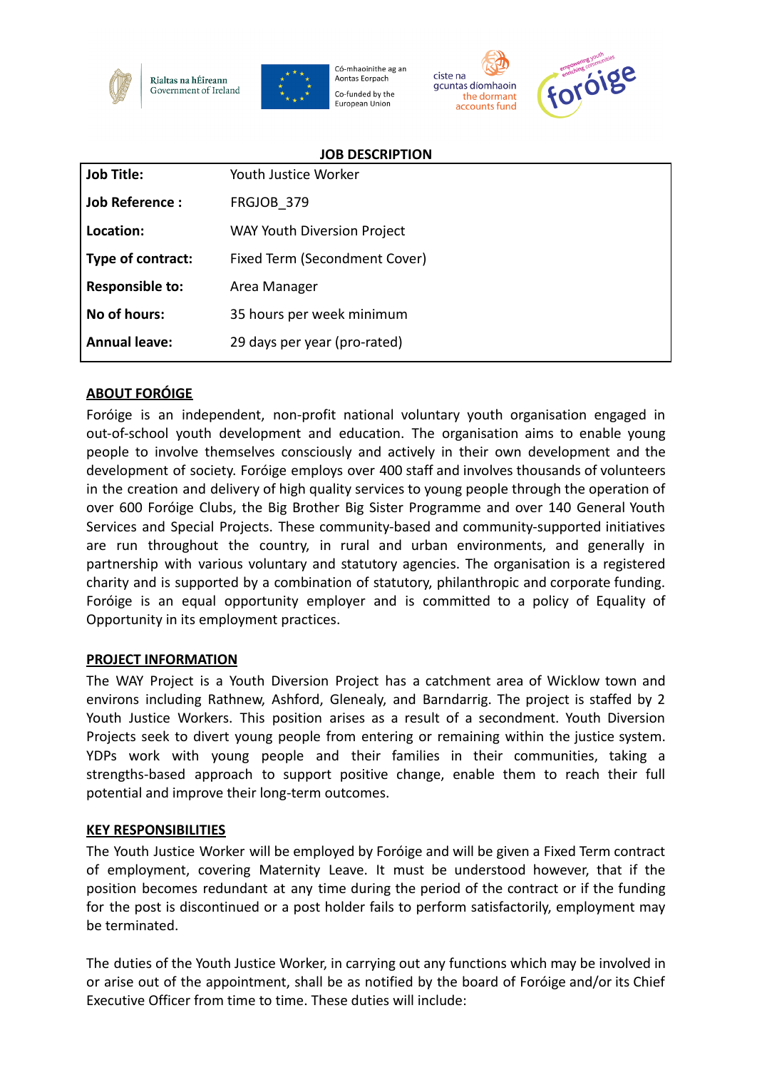Rialtas na hÉireann
Government of Ireland

Có-mhaoinithe ag an Aontas Eorpach
Co-funded by the European Union

ciste na gcuntas díomhaoin
the dormant accounts fund

foróige
empowering youth enriching communities

## JOB DESCRIPTION

| | |
|---|---|
| **Job Title:** | Youth Justice Worker |
| **Job Reference :** | FRGJOB_379 |
| **Location:** | WAY Youth Diversion Project |
| **Type of contract:** | Fixed Term (Secondment Cover) |
| **Responsible to:** | Area Manager |
| **No of hours:** | 35 hours per week minimum |
| **Annual leave:** | 29 days per year (pro-rated) |

### ABOUT FORÓIGE

Foróige is an independent, non-profit national voluntary youth organisation engaged in out-of-school youth development and education. The organisation aims to enable young people to involve themselves consciously and actively in their own development and the development of society. Foróige employs over 400 staff and involves thousands of volunteers in the creation and delivery of high quality services to young people through the operation of over 600 Foróige Clubs, the Big Brother Big Sister Programme and over 140 General Youth Services and Special Projects. These community-based and community-supported initiatives are run throughout the country, in rural and urban environments, and generally in partnership with various voluntary and statutory agencies. The organisation is a registered charity and is supported by a combination of statutory, philanthropic and corporate funding. Foróige is an equal opportunity employer and is committed to a policy of Equality of Opportunity in its employment practices.

### PROJECT INFORMATION

The WAY Project is a Youth Diversion Project has a catchment area of Wicklow town and environs including Rathnew, Ashford, Glenealy, and Barndarrig. The project is staffed by 2 Youth Justice Workers. This position arises as a result of a secondment. Youth Diversion Projects seek to divert young people from entering or remaining within the justice system. YDPs work with young people and their families in their communities, taking a strengths-based approach to support positive change, enable them to reach their full potential and improve their long-term outcomes.

### KEY RESPONSIBILITIES

The Youth Justice Worker will be employed by Foróige and will be given a Fixed Term contract of employment, covering Maternity Leave. It must be understood however, that if the position becomes redundant at any time during the period of the contract or if the funding for the post is discontinued or a post holder fails to perform satisfactorily, employment may be terminated.

The duties of the Youth Justice Worker, in carrying out any functions which may be involved in or arise out of the appointment, shall be as notified by the board of Foróige and/or its Chief Executive Officer from time to time. These duties will include: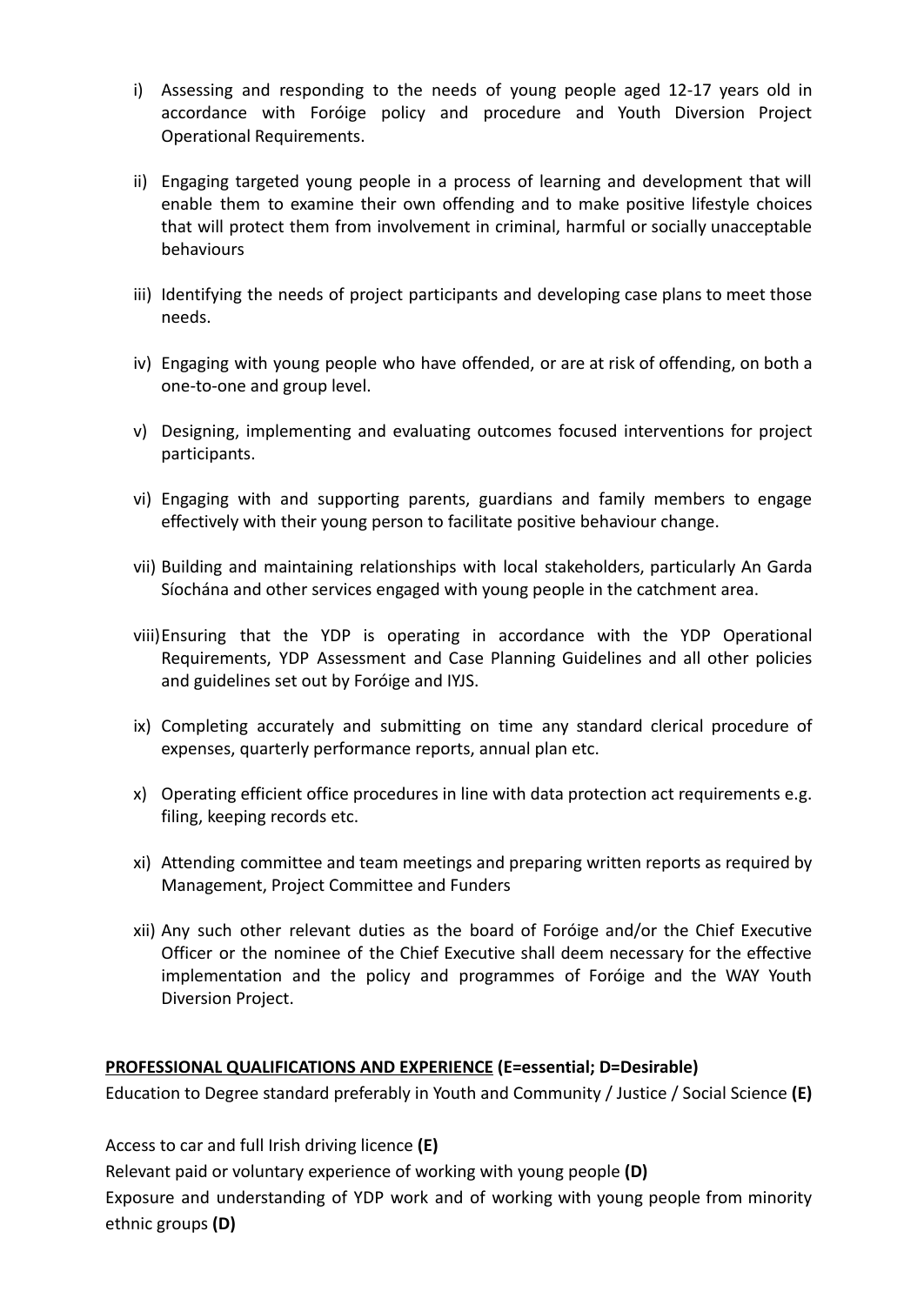i) Assessing and responding to the needs of young people aged 12-17 years old in accordance with Foróige policy and procedure and Youth Diversion Project Operational Requirements.

ii) Engaging targeted young people in a process of learning and development that will enable them to examine their own offending and to make positive lifestyle choices that will protect them from involvement in criminal, harmful or socially unacceptable behaviours

iii) Identifying the needs of project participants and developing case plans to meet those needs.

iv) Engaging with young people who have offended, or are at risk of offending, on both a one-to-one and group level.

v) Designing, implementing and evaluating outcomes focused interventions for project participants.

vi) Engaging with and supporting parents, guardians and family members to engage effectively with their young person to facilitate positive behaviour change.

vii) Building and maintaining relationships with local stakeholders, particularly An Garda Síochána and other services engaged with young people in the catchment area.

viii) Ensuring that the YDP is operating in accordance with the YDP Operational Requirements, YDP Assessment and Case Planning Guidelines and all other policies and guidelines set out by Foróige and IYJS.

ix) Completing accurately and submitting on time any standard clerical procedure of expenses, quarterly performance reports, annual plan etc.

x) Operating efficient office procedures in line with data protection act requirements e.g. filing, keeping records etc.

xi) Attending committee and team meetings and preparing written reports as required by Management, Project Committee and Funders

xii) Any such other relevant duties as the board of Foróige and/or the Chief Executive Officer or the nominee of the Chief Executive shall deem necessary for the effective implementation and the policy and programmes of Foróige and the WAY Youth Diversion Project.

**PROFESSIONAL QUALIFICATIONS AND EXPERIENCE (E=essential; D=Desirable)**

Education to Degree standard preferably in Youth and Community / Justice / Social Science **(E)**

Access to car and full Irish driving licence **(E)**

Relevant paid or voluntary experience of working with young people **(D)**

Exposure and understanding of YDP work and of working with young people from minority ethnic groups **(D)**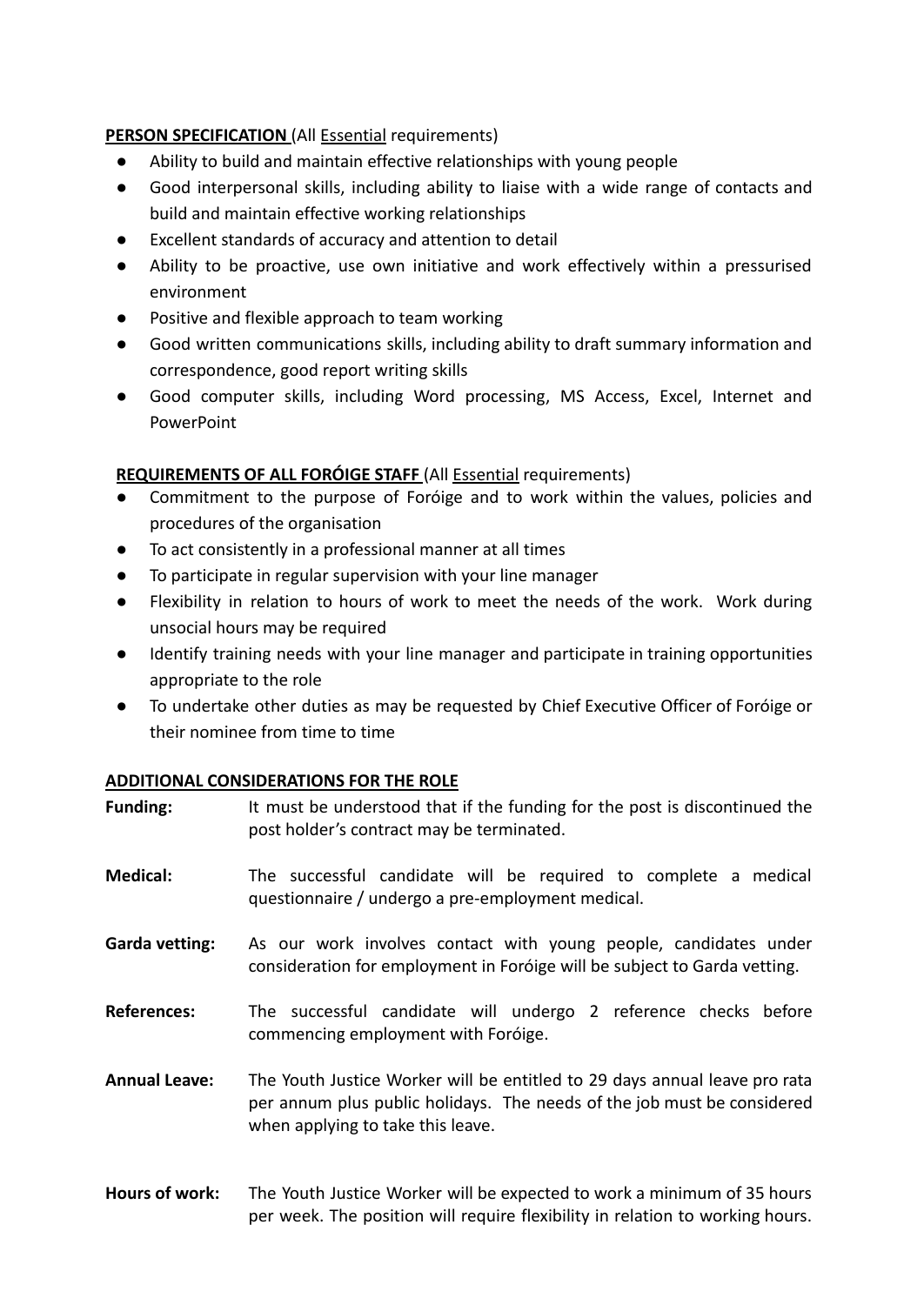**PERSON SPECIFICATION** (All Essential requirements)

- Ability to build and maintain effective relationships with young people
- Good interpersonal skills, including ability to liaise with a wide range of contacts and build and maintain effective working relationships
- Excellent standards of accuracy and attention to detail
- Ability to be proactive, use own initiative and work effectively within a pressurised environment
- Positive and flexible approach to team working
- Good written communications skills, including ability to draft summary information and correspondence, good report writing skills
- Good computer skills, including Word processing, MS Access, Excel, Internet and PowerPoint

**REQUIREMENTS OF ALL FORÓIGE STAFF** (All Essential requirements)

- Commitment to the purpose of Foróige and to work within the values, policies and procedures of the organisation
- To act consistently in a professional manner at all times
- To participate in regular supervision with your line manager
- Flexibility in relation to hours of work to meet the needs of the work. Work during unsocial hours may be required
- Identify training needs with your line manager and participate in training opportunities appropriate to the role
- To undertake other duties as may be requested by Chief Executive Officer of Foróige or their nominee from time to time

**ADDITIONAL CONSIDERATIONS FOR THE ROLE**

**Funding:** It must be understood that if the funding for the post is discontinued the post holder's contract may be terminated.

**Medical:** The successful candidate will be required to complete a medical questionnaire / undergo a pre-employment medical.

**Garda vetting:** As our work involves contact with young people, candidates under consideration for employment in Foróige will be subject to Garda vetting.

**References:** The successful candidate will undergo 2 reference checks before commencing employment with Foróige.

**Annual Leave:** The Youth Justice Worker will be entitled to 29 days annual leave pro rata per annum plus public holidays. The needs of the job must be considered when applying to take this leave.

**Hours of work:** The Youth Justice Worker will be expected to work a minimum of 35 hours per week. The position will require flexibility in relation to working hours.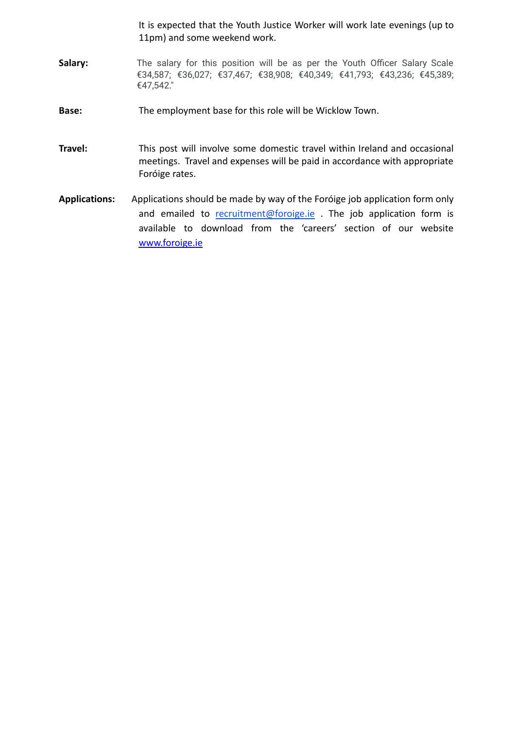It is expected that the Youth Justice Worker will work late evenings (up to 11pm) and some weekend work.

**Salary:** The salary for this position will be as per the Youth Officer Salary Scale €34,587; €36,027; €37,467; €38,908; €40,349; €41,793; €43,236; €45,389; €47,542."

**Base:** The employment base for this role will be Wicklow Town.

**Travel:** This post will involve some domestic travel within Ireland and occasional meetings. Travel and expenses will be paid in accordance with appropriate Foróige rates.

**Applications:** Applications should be made by way of the Foróige job application form only and emailed to recruitment@foroige.ie . The job application form is available to download from the 'careers' section of our website www.foroige.ie